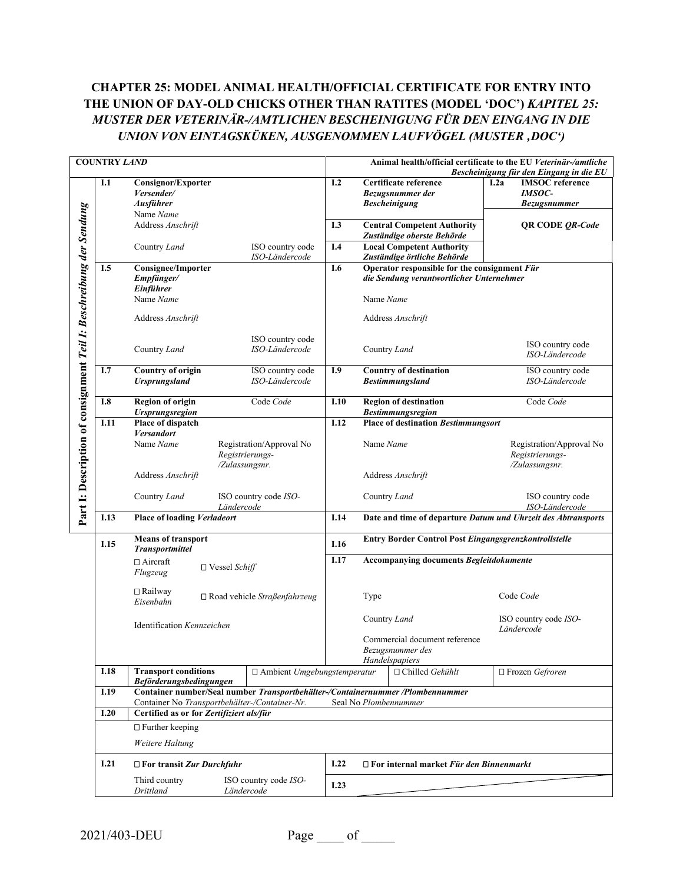# CHAPTER 25: MODEL ANIMAL HEALTH/OFFICIAL CERTIFICATE FOR ENTRY INTO THE UNION OF DAY-OLD CHICKS OTHER THAN RATITES (MODEL 'DOC') *KAPITEL 25: MUSTER DER VETERINÄR-/AMTLICHEN BESCHEINIGUNG FÜR DEN EINGANG IN DIE UNION VON EINTAGSKÜKEN, AUSGENOMMEN LAUFVÖGEL (MUSTER ‚DOC')*

**COUNTRY** *LAND*

**Animal health/official certificate to the EU** ***Veterinär-/amtliche Bescheinigung für den Eingang in die EU***

**Part I: Description of consignment** ***Teil I: Beschreibung der Sendung***

| | | | |
|---|---|---|---|
| **I.1** | **Consignor/Exporter** ***Versender/ Ausführer***<br>Name *Name*<br>Address *Anschrift*<br>Country *Land* ISO country code *ISO-Ländercode* | **I.2** | **Certificate reference** ***Bezugsnummer der Bescheinigung*** — **I.2a** **IMSOC reference** ***IMSOC-Bezugsnummer*** |
| | | **I.3** | **Central Competent Authority** ***Zuständige oberste Behörde*** — **QR CODE** ***QR-Code*** |
| | | **I.4** | **Local Competent Authority** ***Zuständige örtliche Behörde*** |
| **I.5** | **Consignee/Importer** ***Empfänger/ Einführer***<br>Name *Name*<br>Address *Anschrift*<br>Country *Land* ISO country code *ISO-Ländercode* | **I.6** | **Operator responsible for the consignment** ***Für die Sendung verantwortlicher Unternehmer***<br>Name *Name*<br>Address *Anschrift*<br>Country *Land* ISO country code *ISO-Ländercode* |
| **I.7** | **Country of origin** ***Ursprungsland*** — ISO country code *ISO-Ländercode* | **I.9** | **Country of destination** ***Bestimmungsland*** — ISO country code *ISO-Ländercode* |
| **I.8** | **Region of origin** ***Ursprungsregion*** — Code *Code* | **I.10** | **Region of destination** ***Bestimmungsregion*** — Code *Code* |
| **I.11** | **Place of dispatch** ***Versandort***<br>Name *Name* Registration/Approval No *Registrierungs-/Zulassungsnr.*<br>Address *Anschrift*<br>Country *Land* ISO country code *ISO-Ländercode* | **I.12** | **Place of destination** ***Bestimmungsort***<br>Name *Name* Registration/Approval No *Registrierungs-/Zulassungsnr.*<br>Address *Anschrift*<br>Country *Land* ISO country code *ISO-Ländercode* |
| **I.13** | **Place of loading** ***Verladeort*** | **I.14** | **Date and time of departure** ***Datum und Uhrzeit des Abtransports*** |
| **I.15** | **Means of transport** ***Transportmittel***<br>☐ Aircraft *Flugzeug* ☐ Vessel *Schiff*<br>☐ Railway *Eisenbahn* ☐ Road vehicle *Straßenfahrzeug*<br>Identification *Kennzeichen* | **I.16** | **Entry Border Control Post** ***Eingangsgrenzkontrollstelle*** |
| | | **I.17** | **Accompanying documents** ***Begleitdokumente***<br>Type — Code *Code*<br>Country *Land* — ISO country code *ISO-Ländercode*<br>Commercial document reference *Bezugsnummer des Handelspapiers* |
| **I.18** | **Transport conditions** ***Beförderungsbedingungen*** ☐ Ambient *Umgebungstemperatur* ☐ Chilled *Gekühlt* ☐ Frozen *Gefroren* | | |
| **I.19** | **Container number/Seal number** ***Transportbehälter-/Containernummer /Plombennummer***<br>Container No *Transportbehälter-/Container-Nr.* Seal No *Plombennummer* | | |
| **I.20** | **Certified as or for** ***Zertifiziert als/für***<br>☐ Further keeping *Weitere Haltung* | | |
| **I.21** | ☐ **For transit** ***Zur Durchfuhr***<br>Third country *Drittland* ISO country code *ISO-Ländercode* | **I.22** | ☐ **For internal market** ***Für den Binnenmarkt*** |
| | | **I.23** | |

2021/403-DEU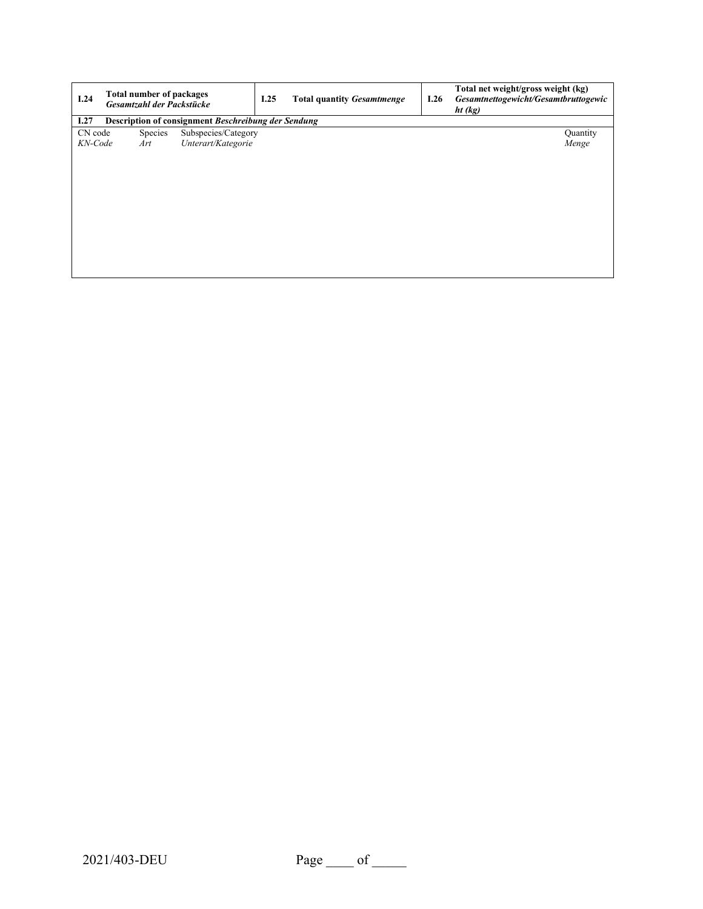| I.24 | **Total number of packages** ***Gesamtzahl der Packstücke*** | I.25 | **Total quantity** ***Gesamtmenge*** | I.26 | **Total net weight/gross weight (kg)** ***Gesamtnettogewicht/Gesamtbruttogewicht (kg)*** |
|---|---|---|---|---|---|

| **I.27** | **Description of consignment** ***Beschreibung der Sendung*** | | |
|---|---|---|---|
| CN code *KN-Code* | Species *Art* | Subspecies/Category *Unterart/Kategorie* | Quantity *Menge* |
| | | | |

2021/403-DEU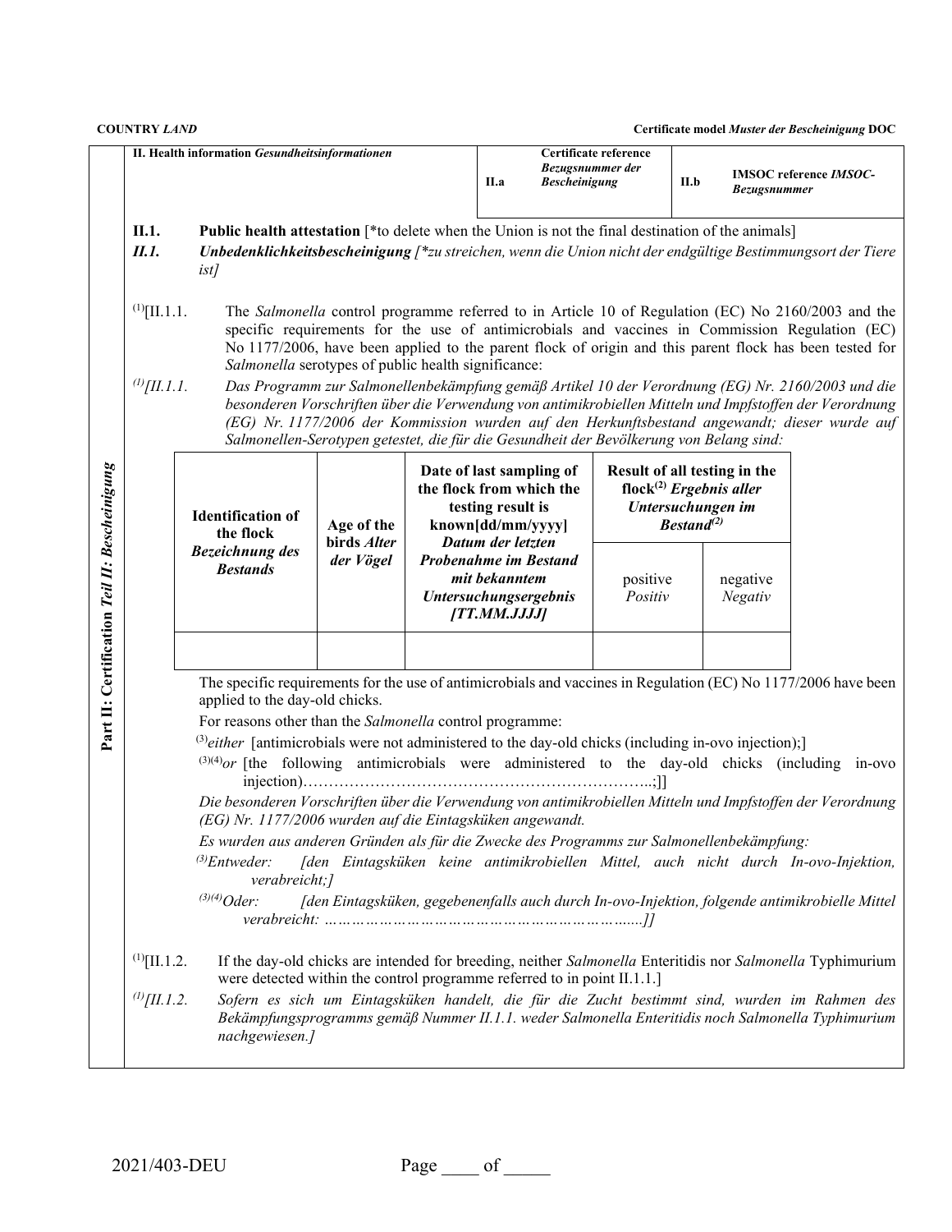**COUNTRY** *LAND* **Certificate model** *Muster der Bescheinigung* **DOC**

**Part II: Certification** *Teil II: Bescheinigung*

| II. Health information *Gesundheitsinformationen* | II.a | Certificate reference *Bezugsnummer der Bescheinigung* | II.b | IMSOC reference *IMSOC-Bezugsnummer* |
|---|---|---|---|---|

**II.1. Public health attestation** [*to delete when the Union is not the final destination of the animals]

***II.1. Unbedenklichkeitsbescheinigung*** *[*zu streichen, wenn die Union nicht der endgültige Bestimmungsort der Tiere ist]*

(1)[II.1.1. The *Salmonella* control programme referred to in Article 10 of Regulation (EC) No 2160/2003 and the specific requirements for the use of antimicrobials and vaccines in Commission Regulation (EC) No 1177/2006, have been applied to the parent flock of origin and this parent flock has been tested for *Salmonella* serotypes of public health significance:

*(1)[II.1.1. Das Programm zur Salmonellenbekämpfung gemäß Artikel 10 der Verordnung (EG) Nr. 2160/2003 und die besonderen Vorschriften über die Verwendung von antimikrobiellen Mitteln und Impfstoffen der Verordnung (EG) Nr. 1177/2006 der Kommission wurden auf den Herkunftsbestand angewandt; dieser wurde auf Salmonellen-Serotypen getestet, die für die Gesundheit der Bevölkerung von Belang sind:*

| Identification of the flock *Bezeichnung des Bestands* | Age of the birds *Alter der Vögel* | Date of last sampling of the flock from which the testing result is known[dd/mm/yyyy] *Datum der letzten Probenahme im Bestand mit bekanntem Untersuchungsergebnis [TT.MM.JJJJ]* | Result of all testing in the flock(2) *Ergebnis aller Untersuchungen im Bestand(2)* | |
|---|---|---|---|---|
| | | | positive *Positiv* | negative *Negativ* |
| | | | | |

The specific requirements for the use of antimicrobials and vaccines in Regulation (EC) No 1177/2006 have been applied to the day-old chicks.

For reasons other than the *Salmonella* control programme:

(3)*either* [antimicrobials were not administered to the day-old chicks (including in-ovo injection);]

(3)(4)*or* [the following antimicrobials were administered to the day-old chicks (including in-ovo injection)…………………………………………………………..;]]

*Die besonderen Vorschriften über die Verwendung von antimikrobiellen Mitteln und Impfstoffen der Verordnung (EG) Nr. 1177/2006 wurden auf die Eintagsküken angewandt.*

*Es wurden aus anderen Gründen als für die Zwecke des Programms zur Salmonellenbekämpfung:*

*(3)Entweder: [den Eintagsküken keine antimikrobiellen Mittel, auch nicht durch In-ovo-Injektion, verabreicht;]*

*(3)(4)Oder: [den Eintagsküken, gegebenenfalls auch durch In-ovo-Injektion, folgende antimikrobielle Mittel verabreicht: ……………………………………………………......]]*

(1)[II.1.2. If the day-old chicks are intended for breeding, neither *Salmonella* Enteritidis nor *Salmonella* Typhimurium were detected within the control programme referred to in point II.1.1.]

*(1)[II.1.2. Sofern es sich um Eintagsküken handelt, die für die Zucht bestimmt sind, wurden im Rahmen des Bekämpfungsprogramms gemäß Nummer II.1.1. weder Salmonella Enteritidis noch Salmonella Typhimurium nachgewiesen.]*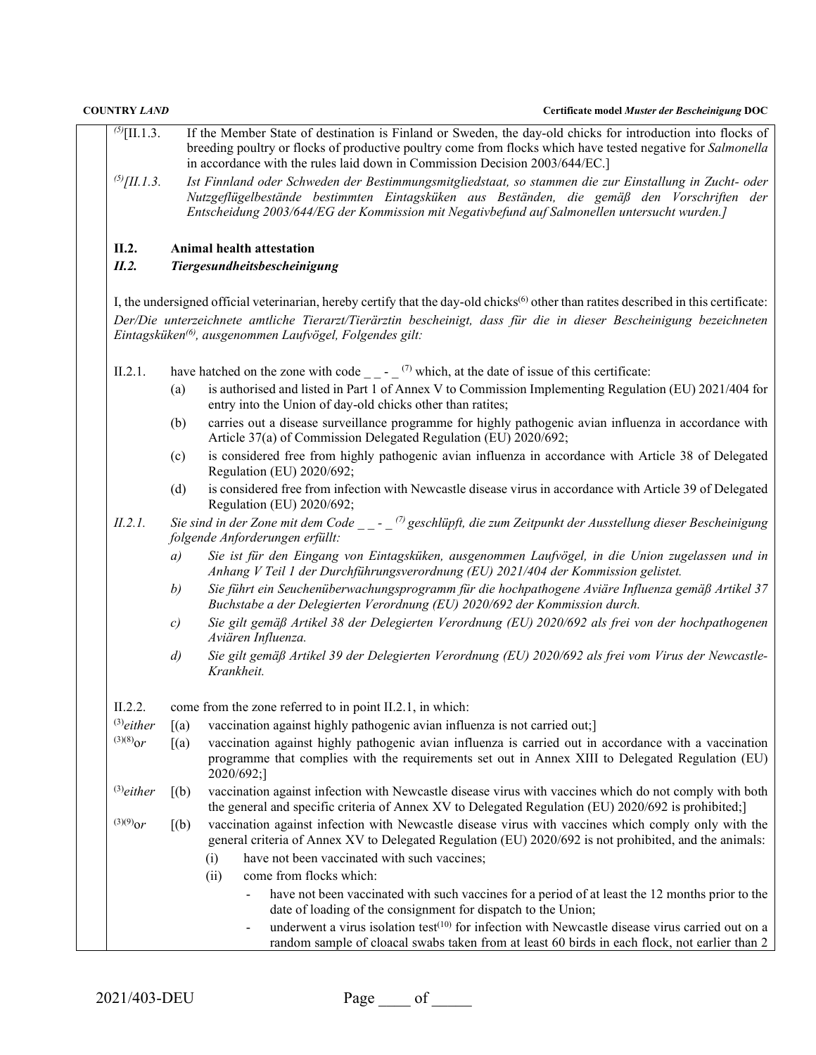[5][II.1.3. If the Member State of destination is Finland or Sweden, the day-old chicks for introduction into flocks of breeding poultry or flocks of productive poultry come from flocks which have tested negative for *Salmonella* in accordance with the rules laid down in Commission Decision 2003/644/EC.]

*[5][II.1.3. Ist Finnland oder Schweden der Bestimmungsmitgliedstaat, so stammen die zur Einstallung in Zucht- oder Nutzgeflügelbestände bestimmten Eintagsküken aus Beständen, die gemäß den Vorschriften der Entscheidung 2003/644/EG der Kommission mit Negativbefund auf Salmonellen untersucht wurden.]*

## II.2. Animal health attestation

## *II.2. Tiergesundheitsbescheinigung*

I, the undersigned official veterinarian, hereby certify that the day-old chicks[6] other than ratites described in this certificate:

*Der/Die unterzeichnete amtliche Tierarzt/Tierärztin bescheinigt, dass für die in dieser Bescheinigung bezeichneten Eintagsküken[6], ausgenommen Laufvögel, Folgendes gilt:*

II.2.1. have hatched on the zone with code _ _ - _ [7] which, at the date of issue of this certificate:

- (a) is authorised and listed in Part 1 of Annex V to Commission Implementing Regulation (EU) 2021/404 for entry into the Union of day-old chicks other than ratites;
- (b) carries out a disease surveillance programme for highly pathogenic avian influenza in accordance with Article 37(a) of Commission Delegated Regulation (EU) 2020/692;
- (c) is considered free from highly pathogenic avian influenza in accordance with Article 38 of Delegated Regulation (EU) 2020/692;
- (d) is considered free from infection with Newcastle disease virus in accordance with Article 39 of Delegated Regulation (EU) 2020/692;

*II.2.1. Sie sind in der Zone mit dem Code _ _ - _ [7] geschlüpft, die zum Zeitpunkt der Ausstellung dieser Bescheinigung folgende Anforderungen erfüllt:*

- *a) Sie ist für den Eingang von Eintagsküken, ausgenommen Laufvögel, in die Union zugelassen und in Anhang V Teil 1 der Durchführungsverordnung (EU) 2021/404 der Kommission gelistet.*
- *b) Sie führt ein Seuchenüberwachungsprogramm für die hochpathogene Aviäre Influenza gemäß Artikel 37 Buchstabe a der Delegierten Verordnung (EU) 2020/692 der Kommission durch.*
- *c) Sie gilt gemäß Artikel 38 der Delegierten Verordnung (EU) 2020/692 als frei von der hochpathogenen Aviären Influenza.*
- *d) Sie gilt gemäß Artikel 39 der Delegierten Verordnung (EU) 2020/692 als frei vom Virus der Newcastle-Krankheit.*

II.2.2. come from the zone referred to in point II.2.1, in which:

[3]*either* [(a) vaccination against highly pathogenic avian influenza is not carried out;]

[3][8]*or* [(a) vaccination against highly pathogenic avian influenza is carried out in accordance with a vaccination programme that complies with the requirements set out in Annex XIII to Delegated Regulation (EU) 2020/692;]

[3]*either* [(b) vaccination against infection with Newcastle disease virus with vaccines which do not comply with both the general and specific criteria of Annex XV to Delegated Regulation (EU) 2020/692 is prohibited;]

[3][9]*or* [(b) vaccination against infection with Newcastle disease virus with vaccines which comply only with the general criteria of Annex XV to Delegated Regulation (EU) 2020/692 is not prohibited, and the animals:

- (i) have not been vaccinated with such vaccines;
- (ii) come from flocks which:
  - have not been vaccinated with such vaccines for a period of at least the 12 months prior to the date of loading of the consignment for dispatch to the Union;
  - underwent a virus isolation test[10] for infection with Newcastle disease virus carried out on a random sample of cloacal swabs taken from at least 60 birds in each flock, not earlier than 2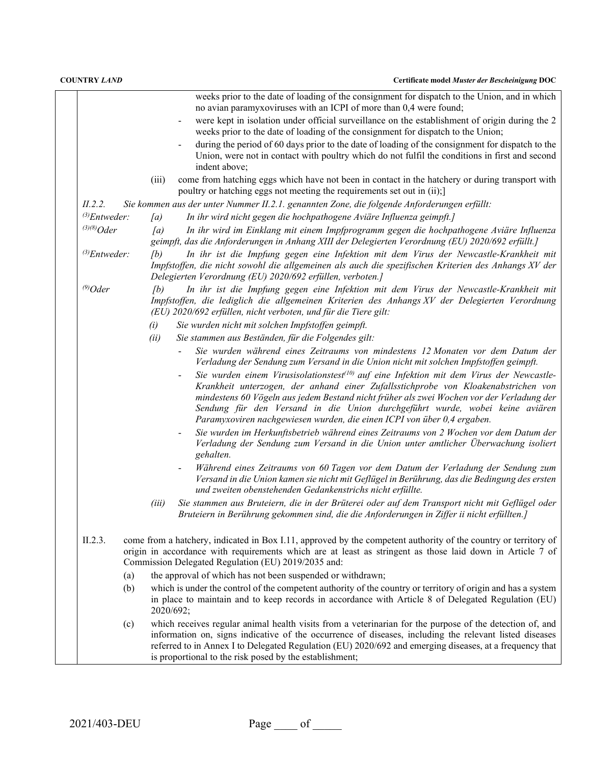weeks prior to the date of loading of the consignment for dispatch to the Union, and in which no avian paramyxoviruses with an ICPI of more than 0,4 were found;

- were kept in isolation under official surveillance on the establishment of origin during the 2 weeks prior to the date of loading of the consignment for dispatch to the Union;
- during the period of 60 days prior to the date of loading of the consignment for dispatch to the Union, were not in contact with poultry which do not fulfil the conditions in first and second indent above;

(iii) come from hatching eggs which have not been in contact in the hatchery or during transport with poultry or hatching eggs not meeting the requirements set out in (ii);]

*II.2.2. Sie kommen aus der unter Nummer II.2.1. genannten Zone, die folgende Anforderungen erfüllt:*

*[3]Entweder: [a] In ihr wird nicht gegen die hochpathogene Aviäre Influenza geimpft.]*

*[3][8]Oder [a] In ihr wird im Einklang mit einem Impfprogramm gegen die hochpathogene Aviäre Influenza geimpft, das die Anforderungen in Anhang XIII der Delegierten Verordnung (EU) 2020/692 erfüllt.]*

*[3]Entweder: [b] In ihr ist die Impfung gegen eine Infektion mit dem Virus der Newcastle-Krankheit mit Impfstoffen, die nicht sowohl die allgemeinen als auch die spezifischen Kriterien des Anhangs XV der Delegierten Verordnung (EU) 2020/692 erfüllen, verboten.]*

*[9]Oder [b] In ihr ist die Impfung gegen eine Infektion mit dem Virus der Newcastle-Krankheit mit Impfstoffen, die lediglich die allgemeinen Kriterien des Anhangs XV der Delegierten Verordnung (EU) 2020/692 erfüllen, nicht verboten, und für die Tiere gilt:*

*(i) Sie wurden nicht mit solchen Impfstoffen geimpft.*

*(ii) Sie stammen aus Beständen, für die Folgendes gilt:*

- *Sie wurden während eines Zeitraums von mindestens 12 Monaten vor dem Datum der Verladung der Sendung zum Versand in die Union nicht mit solchen Impfstoffen geimpft.*
- *Sie wurden einem Virusisolationstest[10] auf eine Infektion mit dem Virus der Newcastle-Krankheit unterzogen, der anhand einer Zufallsstichprobe von Kloakenabstrichen von mindestens 60 Vögeln aus jedem Bestand nicht früher als zwei Wochen vor der Verladung der Sendung für den Versand in die Union durchgeführt wurde, wobei keine aviären Paramyxoviren nachgewiesen wurden, die einen ICPI von über 0,4 ergaben.*
- *Sie wurden im Herkunftsbetrieb während eines Zeitraums von 2 Wochen vor dem Datum der Verladung der Sendung zum Versand in die Union unter amtlicher Überwachung isoliert gehalten.*
- *Während eines Zeitraums von 60 Tagen vor dem Datum der Verladung der Sendung zum Versand in die Union kamen sie nicht mit Geflügel in Berührung, das die Bedingung des ersten und zweiten obenstehenden Gedankenstrichs nicht erfüllte.*

*(iii) Sie stammen aus Bruteiern, die in der Brüterei oder auf dem Transport nicht mit Geflügel oder Bruteiern in Berührung gekommen sind, die die Anforderungen in Ziffer ii nicht erfüllten.]*

II.2.3. come from a hatchery, indicated in Box I.11, approved by the competent authority of the country or territory of origin in accordance with requirements which are at least as stringent as those laid down in Article 7 of Commission Delegated Regulation (EU) 2019/2035 and:

(a) the approval of which has not been suspended or withdrawn;

(b) which is under the control of the competent authority of the country or territory of origin and has a system in place to maintain and to keep records in accordance with Article 8 of Delegated Regulation (EU) 2020/692;

(c) which receives regular animal health visits from a veterinarian for the purpose of the detection of, and information on, signs indicative of the occurrence of diseases, including the relevant listed diseases referred to in Annex I to Delegated Regulation (EU) 2020/692 and emerging diseases, at a frequency that is proportional to the risk posed by the establishment;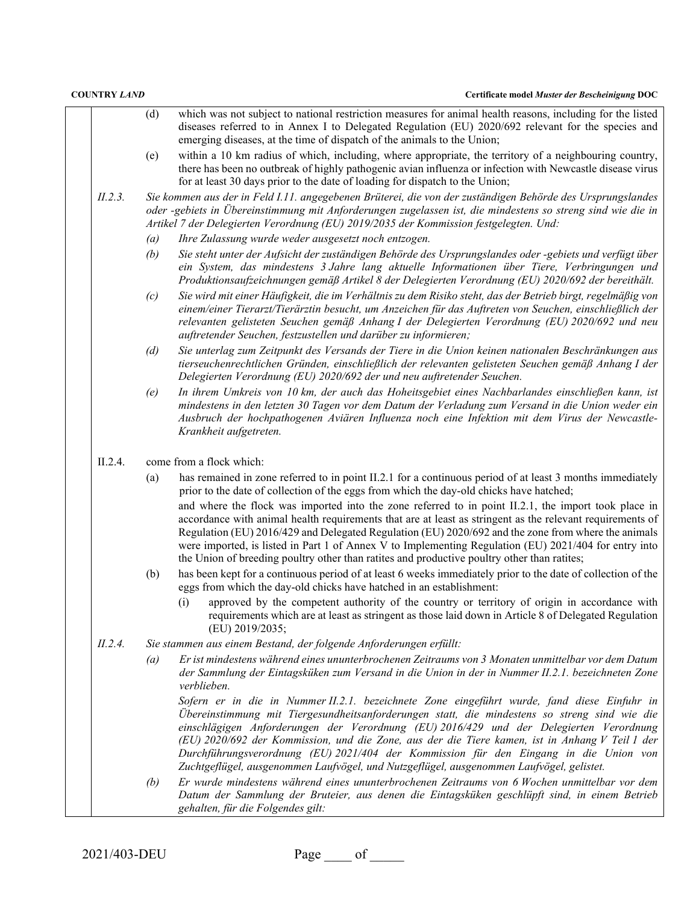(d) which was not subject to national restriction measures for animal health reasons, including for the listed diseases referred to in Annex I to Delegated Regulation (EU) 2020/692 relevant for the species and emerging diseases, at the time of dispatch of the animals to the Union;

(e) within a 10 km radius of which, including, where appropriate, the territory of a neighbouring country, there has been no outbreak of highly pathogenic avian influenza or infection with Newcastle disease virus for at least 30 days prior to the date of loading for dispatch to the Union;

*II.2.3. Sie kommen aus der in Feld I.11. angegebenen Brüterei, die von der zuständigen Behörde des Ursprungslandes oder -gebiets in Übereinstimmung mit Anforderungen zugelassen ist, die mindestens so streng sind wie die in Artikel 7 der Delegierten Verordnung (EU) 2019/2035 der Kommission festgelegten. Und:*

*(a) Ihre Zulassung wurde weder ausgesetzt noch entzogen.*

*(b) Sie steht unter der Aufsicht der zuständigen Behörde des Ursprungslandes oder -gebiets und verfügt über ein System, das mindestens 3 Jahre lang aktuelle Informationen über Tiere, Verbringungen und Produktionsaufzeichnungen gemäß Artikel 8 der Delegierten Verordnung (EU) 2020/692 der bereithält.*

*(c) Sie wird mit einer Häufigkeit, die im Verhältnis zu dem Risiko steht, das der Betrieb birgt, regelmäßig von einem/einer Tierarzt/Tierärztin besucht, um Anzeichen für das Auftreten von Seuchen, einschließlich der relevanten gelisteten Seuchen gemäß Anhang I der Delegierten Verordnung (EU) 2020/692 und neu auftretender Seuchen, festzustellen und darüber zu informieren;*

*(d) Sie unterlag zum Zeitpunkt des Versands der Tiere in die Union keinen nationalen Beschränkungen aus tierseuchenrechtlichen Gründen, einschließlich der relevanten gelisteten Seuchen gemäß Anhang I der Delegierten Verordnung (EU) 2020/692 der und neu auftretender Seuchen.*

*(e) In ihrem Umkreis von 10 km, der auch das Hoheitsgebiet eines Nachbarlandes einschließen kann, ist mindestens in den letzten 30 Tagen vor dem Datum der Verladung zum Versand in die Union weder ein Ausbruch der hochpathogenen Aviären Influenza noch eine Infektion mit dem Virus der Newcastle-Krankheit aufgetreten.*

II.2.4. come from a flock which:

(a) has remained in zone referred to in point II.2.1 for a continuous period of at least 3 months immediately prior to the date of collection of the eggs from which the day-old chicks have hatched;

and where the flock was imported into the zone referred to in point II.2.1, the import took place in accordance with animal health requirements that are at least as stringent as the relevant requirements of Regulation (EU) 2016/429 and Delegated Regulation (EU) 2020/692 and the zone from where the animals were imported, is listed in Part 1 of Annex V to Implementing Regulation (EU) 2021/404 for entry into the Union of breeding poultry other than ratites and productive poultry other than ratites;

(b) has been kept for a continuous period of at least 6 weeks immediately prior to the date of collection of the eggs from which the day-old chicks have hatched in an establishment:

(i) approved by the competent authority of the country or territory of origin in accordance with requirements which are at least as stringent as those laid down in Article 8 of Delegated Regulation (EU) 2019/2035;

*II.2.4. Sie stammen aus einem Bestand, der folgende Anforderungen erfüllt:*

*(a) Er ist mindestens während eines ununterbrochenen Zeitraums von 3 Monaten unmittelbar vor dem Datum der Sammlung der Eintagsküken zum Versand in die Union in der in Nummer II.2.1. bezeichneten Zone verblieben.*

*Sofern er in die in Nummer II.2.1. bezeichnete Zone eingeführt wurde, fand diese Einfuhr in Übereinstimmung mit Tiergesundheitsanforderungen statt, die mindestens so streng sind wie die einschlägigen Anforderungen der Verordnung (EU) 2016/429 und der Delegierten Verordnung (EU) 2020/692 der Kommission, und die Zone, aus der die Tiere kamen, ist in Anhang V Teil 1 der Durchführungsverordnung (EU) 2021/404 der Kommission für den Eingang in die Union von Zuchtgeflügel, ausgenommen Laufvögel, und Nutzgeflügel, ausgenommen Laufvögel, gelistet.*

*(b) Er wurde mindestens während eines ununterbrochenen Zeitraums von 6 Wochen unmittelbar vor dem Datum der Sammlung der Bruteier, aus denen die Eintagsküken geschlüpft sind, in einem Betrieb gehalten, für die Folgendes gilt:*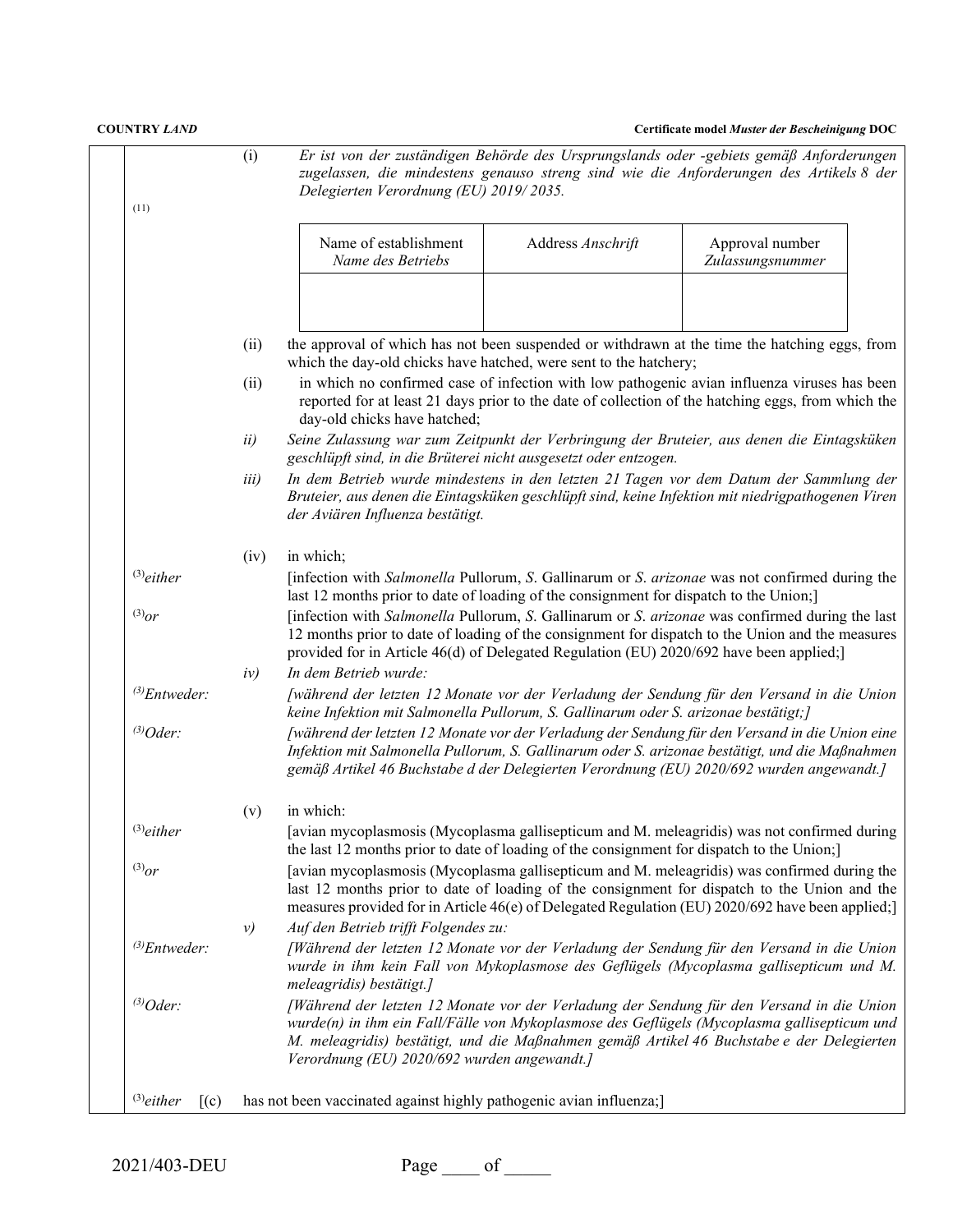(i) *Er ist von der zuständigen Behörde des Ursprungslands oder -gebiets gemäß Anforderungen zugelassen, die mindestens genauso streng sind wie die Anforderungen des Artikels 8 der Delegierten Verordnung (EU) 2019/ 2035.*

(11)

| Name of establishment *Name des Betriebs* | Address *Anschrift* | Approval number *Zulassungsnummer* |
|---|---|---|
| | | |

(ii) the approval of which has not been suspended or withdrawn at the time the hatching eggs, from which the day-old chicks have hatched, were sent to the hatchery;

(ii) in which no confirmed case of infection with low pathogenic avian influenza viruses has been reported for at least 21 days prior to the date of collection of the hatching eggs, from which the day-old chicks have hatched;

*ii) Seine Zulassung war zum Zeitpunkt der Verbringung der Bruteier, aus denen die Eintagsküken geschlüpft sind, in die Brüterei nicht ausgesetzt oder entzogen.*

*iii) In dem Betrieb wurde mindestens in den letzten 21 Tagen vor dem Datum der Sammlung der Bruteier, aus denen die Eintagsküken geschlüpft sind, keine Infektion mit niedrigpathogenen Viren der Aviären Influenza bestätigt.*

(iv) in which;

(3)either [infection with *Salmonella* Pullorum, *S*. Gallinarum or *S. arizonae* was not confirmed during the last 12 months prior to date of loading of the consignment for dispatch to the Union;]

(3)or [infection with *Salmonella* Pullorum, *S*. Gallinarum or *S. arizonae* was confirmed during the last 12 months prior to date of loading of the consignment for dispatch to the Union and the measures provided for in Article 46(d) of Delegated Regulation (EU) 2020/692 have been applied;]

*iv) In dem Betrieb wurde:*

*(3)Entweder: [während der letzten 12 Monate vor der Verladung der Sendung für den Versand in die Union keine Infektion mit Salmonella Pullorum, S. Gallinarum oder S. arizonae bestätigt;]*

*(3)Oder: [während der letzten 12 Monate vor der Verladung der Sendung für den Versand in die Union eine Infektion mit Salmonella Pullorum, S. Gallinarum oder S. arizonae bestätigt, und die Maßnahmen gemäß Artikel 46 Buchstabe d der Delegierten Verordnung (EU) 2020/692 wurden angewandt.]*

(v) in which:

(3)either [avian mycoplasmosis (Mycoplasma gallisepticum and M. meleagridis) was not confirmed during the last 12 months prior to date of loading of the consignment for dispatch to the Union;]

(3)or [avian mycoplasmosis (Mycoplasma gallisepticum and M. meleagridis) was confirmed during the last 12 months prior to date of loading of the consignment for dispatch to the Union and the measures provided for in Article 46(e) of Delegated Regulation (EU) 2020/692 have been applied;]

*v) Auf den Betrieb trifft Folgendes zu:*

*(3)Entweder: [Während der letzten 12 Monate vor der Verladung der Sendung für den Versand in die Union wurde in ihm kein Fall von Mykoplasmose des Geflügels (Mycoplasma gallisepticum und M. meleagridis) bestätigt.]*

*(3)Oder: [Während der letzten 12 Monate vor der Verladung der Sendung für den Versand in die Union wurde(n) in ihm ein Fall/Fälle von Mykoplasmose des Geflügels (Mycoplasma gallisepticum und M. meleagridis) bestätigt, und die Maßnahmen gemäß Artikel 46 Buchstabe e der Delegierten Verordnung (EU) 2020/692 wurden angewandt.]*

(3)either [(c) has not been vaccinated against highly pathogenic avian influenza;]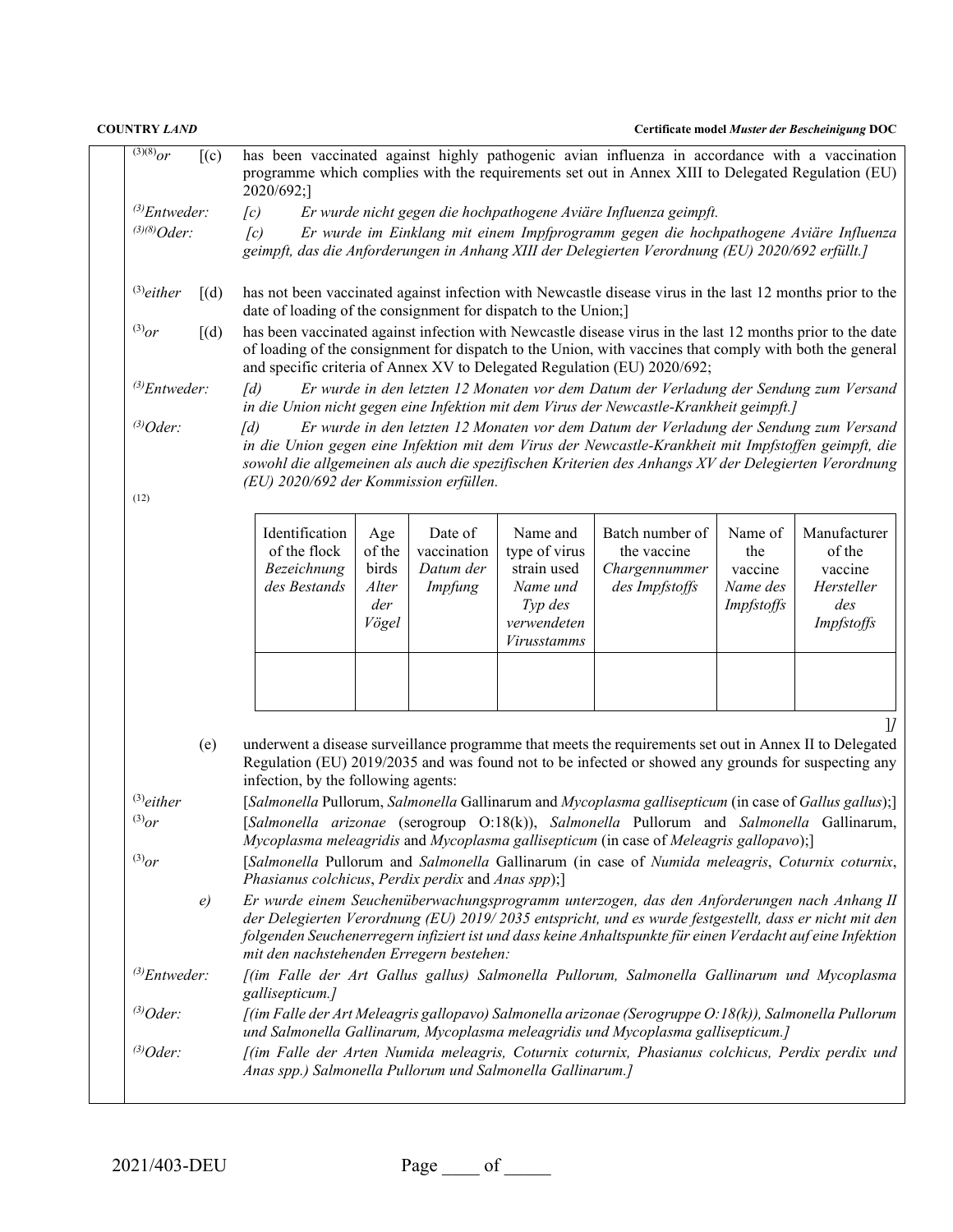(3)(8)or [(c) has been vaccinated against highly pathogenic avian influenza in accordance with a vaccination programme which complies with the requirements set out in Annex XIII to Delegated Regulation (EU) 2020/692;]

*(3)Entweder: [c) Er wurde nicht gegen die hochpathogene Aviäre Influenza geimpft.*

*(3)(8)Oder: [c) Er wurde im Einklang mit einem Impfprogramm gegen die hochpathogene Aviäre Influenza geimpft, das die Anforderungen in Anhang XIII der Delegierten Verordnung (EU) 2020/692 erfüllt.]*

(3)either [(d) has not been vaccinated against infection with Newcastle disease virus in the last 12 months prior to the date of loading of the consignment for dispatch to the Union;]

(3)or [(d) has been vaccinated against infection with Newcastle disease virus in the last 12 months prior to the date of loading of the consignment for dispatch to the Union, with vaccines that comply with both the general and specific criteria of Annex XV to Delegated Regulation (EU) 2020/692;

*(3)Entweder: [d) Er wurde in den letzten 12 Monaten vor dem Datum der Verladung der Sendung zum Versand in die Union nicht gegen eine Infektion mit dem Virus der Newcastle-Krankheit geimpft.]*

*(3)Oder: [d) Er wurde in den letzten 12 Monaten vor dem Datum der Verladung der Sendung zum Versand in die Union gegen eine Infektion mit dem Virus der Newcastle-Krankheit mit Impfstoffen geimpft, die sowohl die allgemeinen als auch die spezifischen Kriterien des Anhangs XV der Delegierten Verordnung (EU) 2020/692 der Kommission erfüllen.*

(12)

| Identification of the flock *Bezeichnung des Bestands* | Age of the birds *Alter der Vögel* | Date of vaccination *Datum der Impfung* | Name and type of virus strain used *Name und Typ des verwendeten Virusstamms* | Batch number of the vaccine *Chargennummer des Impfstoffs* | Name of the vaccine *Name des Impfstoffs* | Manufacturer of the vaccine *Hersteller des Impfstoffs* |
|---|---|---|---|---|---|---|
| | | | | | | |

]*]*

(e) underwent a disease surveillance programme that meets the requirements set out in Annex II to Delegated Regulation (EU) 2019/2035 and was found not to be infected or showed any grounds for suspecting any infection, by the following agents:

(3)either [*Salmonella* Pullorum, *Salmonella* Gallinarum and *Mycoplasma gallisepticum* (in case of *Gallus gallus*);]

(3)or [*Salmonella arizonae* (serogroup O:18(k)), *Salmonella* Pullorum and *Salmonella* Gallinarum, *Mycoplasma meleagridis* and *Mycoplasma gallisepticum* (in case of *Meleagris gallopavo*);]

(3)or [*Salmonella* Pullorum and *Salmonella* Gallinarum (in case of *Numida meleagris*, *Coturnix coturnix*, *Phasianus colchicus*, *Perdix perdix* and *Anas spp*);]

*e) Er wurde einem Seuchenüberwachungsprogramm unterzogen, das den Anforderungen nach Anhang II der Delegierten Verordnung (EU) 2019/ 2035 entspricht, und es wurde festgestellt, dass er nicht mit den folgenden Seuchenerregern infiziert ist und dass keine Anhaltspunkte für einen Verdacht auf eine Infektion mit den nachstehenden Erregern bestehen:*

*(3)Entweder: [(im Falle der Art Gallus gallus) Salmonella Pullorum, Salmonella Gallinarum und Mycoplasma gallisepticum.]*

*(3)Oder: [(im Falle der Art Meleagris gallopavo) Salmonella arizonae (Serogruppe O:18(k)), Salmonella Pullorum und Salmonella Gallinarum, Mycoplasma meleagridis und Mycoplasma gallisepticum.]*

*(3)Oder: [(im Falle der Arten Numida meleagris, Coturnix coturnix, Phasianus colchicus, Perdix perdix und Anas spp.) Salmonella Pullorum und Salmonella Gallinarum.]*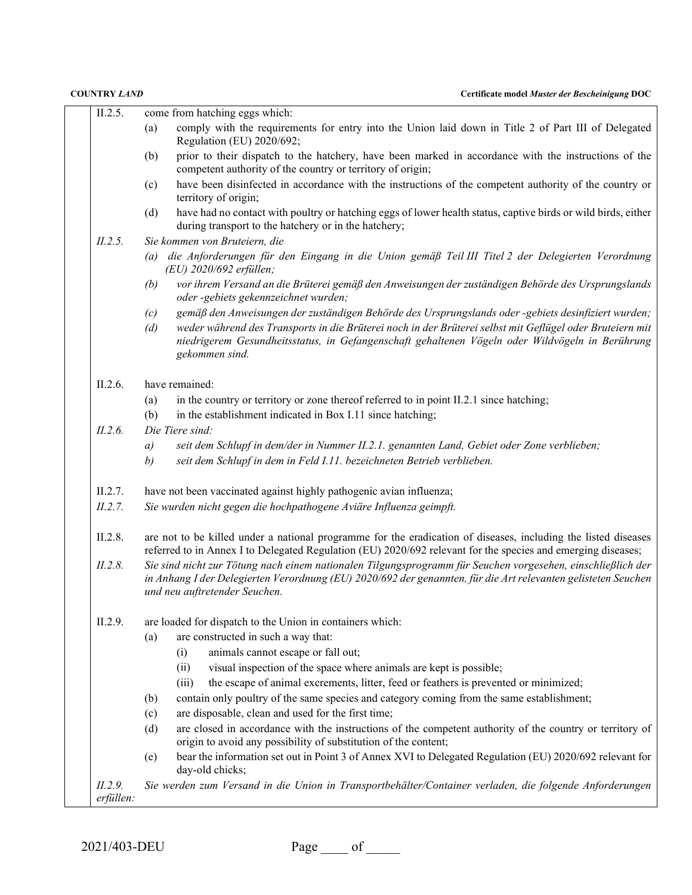II.2.5. come from hatching eggs which:

- (a) comply with the requirements for entry into the Union laid down in Title 2 of Part III of Delegated Regulation (EU) 2020/692;
- (b) prior to their dispatch to the hatchery, have been marked in accordance with the instructions of the competent authority of the country or territory of origin;
- (c) have been disinfected in accordance with the instructions of the competent authority of the country or territory of origin;
- (d) have had no contact with poultry or hatching eggs of lower health status, captive birds or wild birds, either during transport to the hatchery or in the hatchery;

*II.2.5. Sie kommen von Bruteiern, die*

- *(a) die Anforderungen für den Eingang in die Union gemäß Teil III Titel 2 der Delegierten Verordnung (EU) 2020/692 erfüllen;*
- *(b) vor ihrem Versand an die Brüterei gemäß den Anweisungen der zuständigen Behörde des Ursprungslands oder -gebiets gekennzeichnet wurden;*
- *(c) gemäß den Anweisungen der zuständigen Behörde des Ursprungslands oder -gebiets desinfiziert wurden;*
- *(d) weder während des Transports in die Brüterei noch in der Brüterei selbst mit Geflügel oder Bruteiern mit niedrigerem Gesundheitsstatus, in Gefangenschaft gehaltenen Vögeln oder Wildvögeln in Berührung gekommen sind.*

II.2.6. have remained:

- (a) in the country or territory or zone thereof referred to in point II.2.1 since hatching;
- (b) in the establishment indicated in Box I.11 since hatching;

*II.2.6. Die Tiere sind:*

- *a) seit dem Schlupf in dem/der in Nummer II.2.1. genannten Land, Gebiet oder Zone verblieben;*
- *b) seit dem Schlupf in dem in Feld I.11. bezeichneten Betrieb verblieben.*

II.2.7. have not been vaccinated against highly pathogenic avian influenza;

*II.2.7. Sie wurden nicht gegen die hochpathogene Aviäre Influenza geimpft.*

II.2.8. are not to be killed under a national programme for the eradication of diseases, including the listed diseases referred to in Annex I to Delegated Regulation (EU) 2020/692 relevant for the species and emerging diseases;

*II.2.8. Sie sind nicht zur Tötung nach einem nationalen Tilgungsprogramm für Seuchen vorgesehen, einschließlich der in Anhang I der Delegierten Verordnung (EU) 2020/692 der genannten, für die Art relevanten gelisteten Seuchen und neu auftretender Seuchen.*

II.2.9. are loaded for dispatch to the Union in containers which:

- (a) are constructed in such a way that:
  - (i) animals cannot escape or fall out;
  - (ii) visual inspection of the space where animals are kept is possible;
  - (iii) the escape of animal excrements, litter, feed or feathers is prevented or minimized;
- (b) contain only poultry of the same species and category coming from the same establishment;
- (c) are disposable, clean and used for the first time;
- (d) are closed in accordance with the instructions of the competent authority of the country or territory of origin to avoid any possibility of substitution of the content;
- (e) bear the information set out in Point 3 of Annex XVI to Delegated Regulation (EU) 2020/692 relevant for day-old chicks;

*II.2.9. Sie werden zum Versand in die Union in Transportbehälter/Container verladen, die folgende Anforderungen erfüllen:*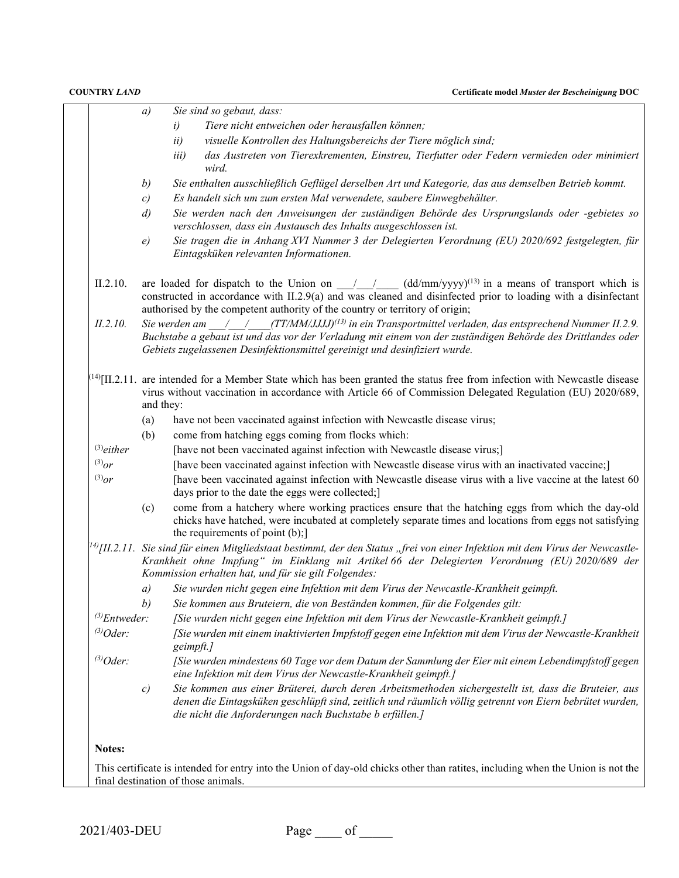*a) Sie sind so gebaut, dass:*

*i) Tiere nicht entweichen oder herausfallen können;*

*ii) visuelle Kontrollen des Haltungsbereichs der Tiere möglich sind;*

*iii) das Austreten von Tierexkrementen, Einstreu, Tierfutter oder Federn vermieden oder minimiert wird.*

*b) Sie enthalten ausschließlich Geflügel derselben Art und Kategorie, das aus demselben Betrieb kommt.*

*c) Es handelt sich um zum ersten Mal verwendete, saubere Einwegbehälter.*

*d) Sie werden nach den Anweisungen der zuständigen Behörde des Ursprungslands oder -gebietes so verschlossen, dass ein Austausch des Inhalts ausgeschlossen ist.*

*e) Sie tragen die in Anhang XVI Nummer 3 der Delegierten Verordnung (EU) 2020/692 festgelegten, für Eintagsküken relevanten Informationen.*

II.2.10. are loaded for dispatch to the Union on ___/___/____ (dd/mm/yyyy)[13] in a means of transport which is constructed in accordance with II.2.9(a) and was cleaned and disinfected prior to loading with a disinfectant authorised by the competent authority of the country or territory of origin;

*II.2.10. Sie werden am ___/___/____(TT/MM/JJJJ)[13] in ein Transportmittel verladen, das entsprechend Nummer II.2.9. Buchstabe a gebaut ist und das vor der Verladung mit einem von der zuständigen Behörde des Drittlandes oder Gebiets zugelassenen Desinfektionsmittel gereinigt und desinfiziert wurde.*

[14][II.2.11. are intended for a Member State which has been granted the status free from infection with Newcastle disease virus without vaccination in accordance with Article 66 of Commission Delegated Regulation (EU) 2020/689, and they:

(a) have not been vaccinated against infection with Newcastle disease virus;

(b) come from hatching eggs coming from flocks which:

[3]either [have not been vaccinated against infection with Newcastle disease virus;]

[3]or [have been vaccinated against infection with Newcastle disease virus with an inactivated vaccine;]

[3]or [have been vaccinated against infection with Newcastle disease virus with a live vaccine at the latest 60 days prior to the date the eggs were collected;]

(c) come from a hatchery where working practices ensure that the hatching eggs from which the day-old chicks have hatched, were incubated at completely separate times and locations from eggs not satisfying the requirements of point (b);]

*[14][II.2.11. Sie sind für einen Mitgliedstaat bestimmt, der den Status „frei von einer Infektion mit dem Virus der Newcastle-Krankheit ohne Impfung“ im Einklang mit Artikel 66 der Delegierten Verordnung (EU) 2020/689 der Kommission erhalten hat, und für sie gilt Folgendes:*

*a) Sie wurden nicht gegen eine Infektion mit dem Virus der Newcastle-Krankheit geimpft.*

*b) Sie kommen aus Bruteiern, die von Beständen kommen, für die Folgendes gilt:*

*[3]Entweder: [Sie wurden nicht gegen eine Infektion mit dem Virus der Newcastle-Krankheit geimpft.]*

*[3]Oder: [Sie wurden mit einem inaktivierten Impfstoff gegen eine Infektion mit dem Virus der Newcastle-Krankheit geimpft.]*

*[3]Oder: [Sie wurden mindestens 60 Tage vor dem Datum der Sammlung der Eier mit einem Lebendimpfstoff gegen eine Infektion mit dem Virus der Newcastle-Krankheit geimpft.]*

*c) Sie kommen aus einer Brüterei, durch deren Arbeitsmethoden sichergestellt ist, dass die Bruteier, aus denen die Eintagsküken geschlüpft sind, zeitlich und räumlich völlig getrennt von Eiern bebrütet wurden, die nicht die Anforderungen nach Buchstabe b erfüllen.]*

**Notes:**

This certificate is intended for entry into the Union of day-old chicks other than ratites, including when the Union is not the final destination of those animals.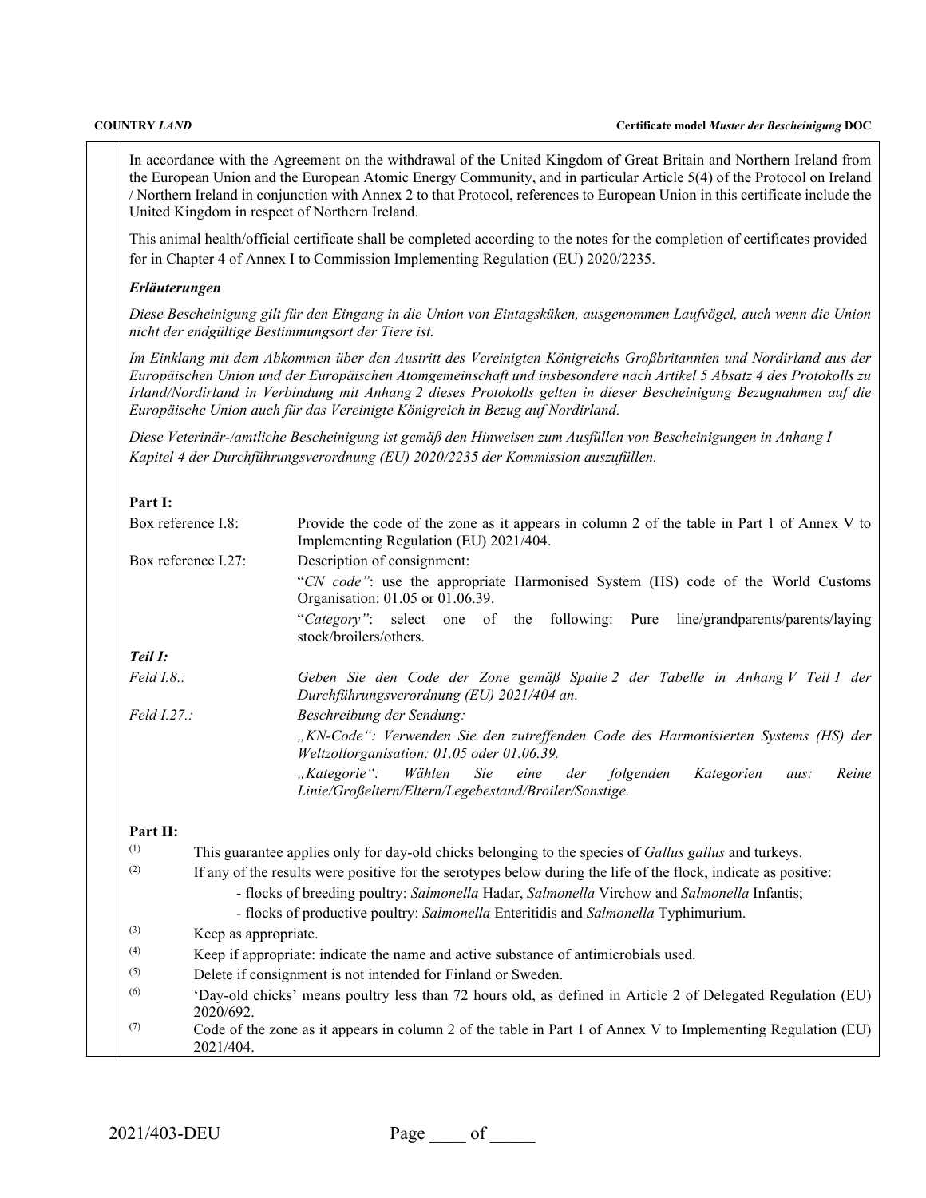In accordance with the Agreement on the withdrawal of the United Kingdom of Great Britain and Northern Ireland from the European Union and the European Atomic Energy Community, and in particular Article 5(4) of the Protocol on Ireland / Northern Ireland in conjunction with Annex 2 to that Protocol, references to European Union in this certificate include the United Kingdom in respect of Northern Ireland.

This animal health/official certificate shall be completed according to the notes for the completion of certificates provided for in Chapter 4 of Annex I to Commission Implementing Regulation (EU) 2020/2235.

***Erläuterungen***

*Diese Bescheinigung gilt für den Eingang in die Union von Eintagsküken, ausgenommen Laufvögel, auch wenn die Union nicht der endgültige Bestimmungsort der Tiere ist.*

*Im Einklang mit dem Abkommen über den Austritt des Vereinigten Königreichs Großbritannien und Nordirland aus der Europäischen Union und der Europäischen Atomgemeinschaft und insbesondere nach Artikel 5 Absatz 4 des Protokolls zu Irland/Nordirland in Verbindung mit Anhang 2 dieses Protokolls gelten in dieser Bescheinigung Bezugnahmen auf die Europäische Union auch für das Vereinigte Königreich in Bezug auf Nordirland.*

*Diese Veterinär-/amtliche Bescheinigung ist gemäß den Hinweisen zum Ausfüllen von Bescheinigungen in Anhang I Kapitel 4 der Durchführungsverordnung (EU) 2020/2235 der Kommission auszufüllen.*

**Part I:**

Box reference I.8: Provide the code of the zone as it appears in column 2 of the table in Part 1 of Annex V to Implementing Regulation (EU) 2021/404.

Box reference I.27: Description of consignment:

"*CN code*": use the appropriate Harmonised System (HS) code of the World Customs Organisation: 01.05 or 01.06.39.

"*Category*": select one of the following: Pure line/grandparents/parents/laying stock/broilers/others.

***Teil I:***

*Feld I.8.:* *Geben Sie den Code der Zone gemäß Spalte 2 der Tabelle in Anhang V Teil 1 der Durchführungsverordnung (EU) 2021/404 an.*

*Feld I.27.:* *Beschreibung der Sendung:*

*„KN-Code": Verwenden Sie den zutreffenden Code des Harmonisierten Systems (HS) der Weltzollorganisation: 01.05 oder 01.06.39.*

*„Kategorie": Wählen Sie eine der folgenden Kategorien aus: Reine Linie/Großeltern/Eltern/Legebestand/Broiler/Sonstige.*

**Part II:**

(1) This guarantee applies only for day-old chicks belonging to the species of *Gallus gallus* and turkeys.

(2) If any of the results were positive for the serotypes below during the life of the flock, indicate as positive:
- flocks of breeding poultry: *Salmonella* Hadar, *Salmonella* Virchow and *Salmonella* Infantis;
- flocks of productive poultry: *Salmonella* Enteritidis and *Salmonella* Typhimurium.

(3) Keep as appropriate.

(4) Keep if appropriate: indicate the name and active substance of antimicrobials used.

(5) Delete if consignment is not intended for Finland or Sweden.

(6) 'Day-old chicks' means poultry less than 72 hours old, as defined in Article 2 of Delegated Regulation (EU) 2020/692.

(7) Code of the zone as it appears in column 2 of the table in Part 1 of Annex V to Implementing Regulation (EU) 2021/404.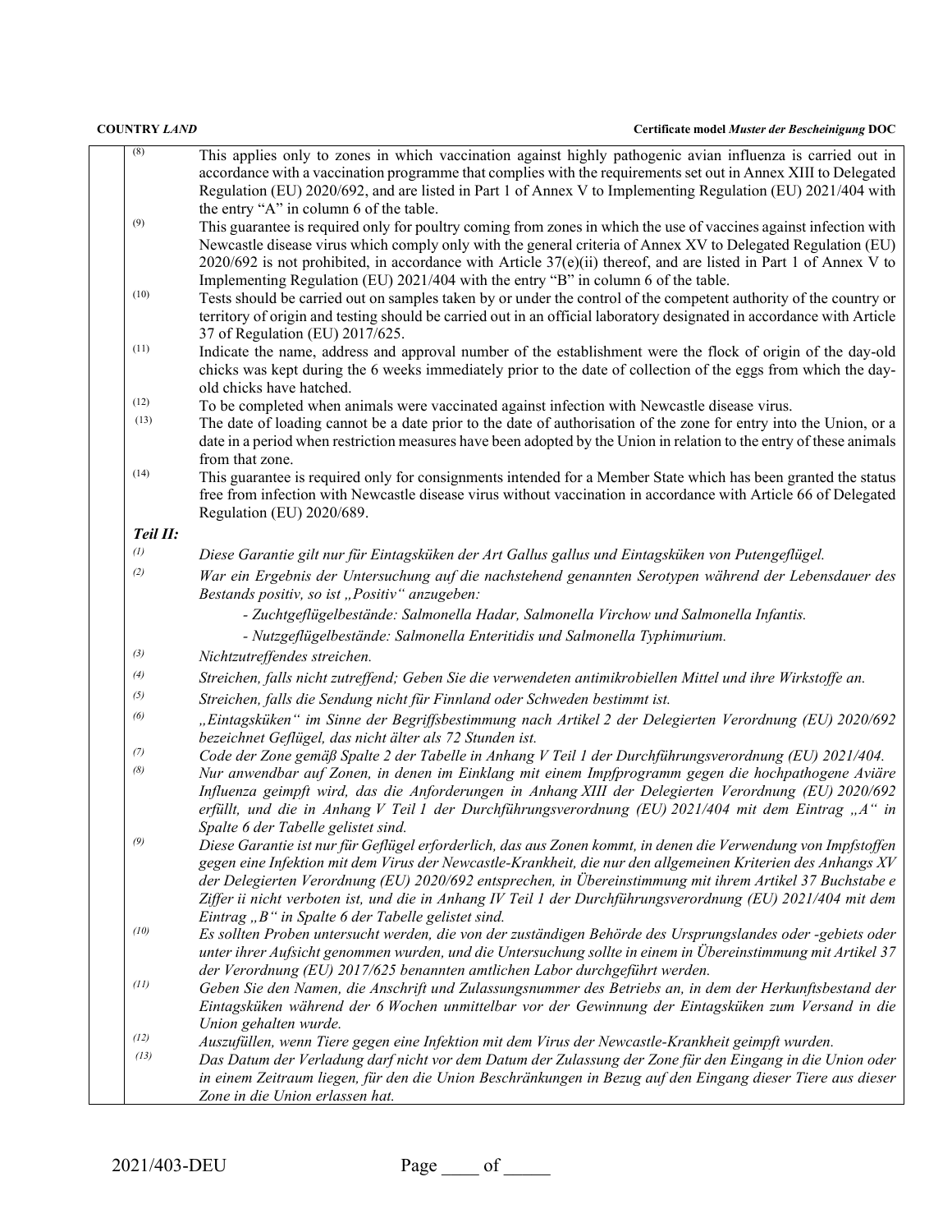(8) This applies only to zones in which vaccination against highly pathogenic avian influenza is carried out in accordance with a vaccination programme that complies with the requirements set out in Annex XIII to Delegated Regulation (EU) 2020/692, and are listed in Part 1 of Annex V to Implementing Regulation (EU) 2021/404 with the entry "A" in column 6 of the table.

(9) This guarantee is required only for poultry coming from zones in which the use of vaccines against infection with Newcastle disease virus which comply only with the general criteria of Annex XV to Delegated Regulation (EU) 2020/692 is not prohibited, in accordance with Article 37(e)(ii) thereof, and are listed in Part 1 of Annex V to Implementing Regulation (EU) 2021/404 with the entry "B" in column 6 of the table.

(10) Tests should be carried out on samples taken by or under the control of the competent authority of the country or territory of origin and testing should be carried out in an official laboratory designated in accordance with Article 37 of Regulation (EU) 2017/625.

(11) Indicate the name, address and approval number of the establishment were the flock of origin of the day-old chicks was kept during the 6 weeks immediately prior to the date of collection of the eggs from which the day-old chicks have hatched.

(12) To be completed when animals were vaccinated against infection with Newcastle disease virus.

(13) The date of loading cannot be a date prior to the date of authorisation of the zone for entry into the Union, or a date in a period when restriction measures have been adopted by the Union in relation to the entry of these animals from that zone.

(14) This guarantee is required only for consignments intended for a Member State which has been granted the status free from infection with Newcastle disease virus without vaccination in accordance with Article 66 of Delegated Regulation (EU) 2020/689.

***Teil II:***

*(1) Diese Garantie gilt nur für Eintagsküken der Art Gallus gallus und Eintagsküken von Putengeflügel.*

*(2) War ein Ergebnis der Untersuchung auf die nachstehend genannten Serotypen während der Lebensdauer des Bestands positiv, so ist „Positiv" anzugeben:*

- *Zuchtgeflügelbestände: Salmonella Hadar, Salmonella Virchow und Salmonella Infantis.*
- *Nutzgeflügelbestände: Salmonella Enteritidis und Salmonella Typhimurium.*

*(3) Nichtzutreffendes streichen.*

*(4) Streichen, falls nicht zutreffend; Geben Sie die verwendeten antimikrobiellen Mittel und ihre Wirkstoffe an.*

*(5) Streichen, falls die Sendung nicht für Finnland oder Schweden bestimmt ist.*

*(6) „Eintagsküken" im Sinne der Begriffsbestimmung nach Artikel 2 der Delegierten Verordnung (EU) 2020/692 bezeichnet Geflügel, das nicht älter als 72 Stunden ist.*

*(7) Code der Zone gemäß Spalte 2 der Tabelle in Anhang V Teil 1 der Durchführungsverordnung (EU) 2021/404.*

*(8) Nur anwendbar auf Zonen, in denen im Einklang mit einem Impfprogramm gegen die hochpathogene Aviäre Influenza geimpft wird, das die Anforderungen in Anhang XIII der Delegierten Verordnung (EU) 2020/692 erfüllt, und die in Anhang V Teil 1 der Durchführungsverordnung (EU) 2021/404 mit dem Eintrag „A" in Spalte 6 der Tabelle gelistet sind.*

*(9) Diese Garantie ist nur für Geflügel erforderlich, das aus Zonen kommt, in denen die Verwendung von Impfstoffen gegen eine Infektion mit dem Virus der Newcastle-Krankheit, die nur den allgemeinen Kriterien des Anhangs XV der Delegierten Verordnung (EU) 2020/692 entsprechen, in Übereinstimmung mit ihrem Artikel 37 Buchstabe e Ziffer ii nicht verboten ist, und die in Anhang IV Teil 1 der Durchführungsverordnung (EU) 2021/404 mit dem Eintrag „B" in Spalte 6 der Tabelle gelistet sind.*

*(10) Es sollten Proben untersucht werden, die von der zuständigen Behörde des Ursprungslandes oder -gebiets oder unter ihrer Aufsicht genommen wurden, und die Untersuchung sollte in einem in Übereinstimmung mit Artikel 37 der Verordnung (EU) 2017/625 benannten amtlichen Labor durchgeführt werden.*

*(11) Geben Sie den Namen, die Anschrift und Zulassungsnummer des Betriebs an, in dem der Herkunftsbestand der Eintagsküken während der 6 Wochen unmittelbar vor der Gewinnung der Eintagsküken zum Versand in die Union gehalten wurde.*

*(12) Auszufüllen, wenn Tiere gegen eine Infektion mit dem Virus der Newcastle-Krankheit geimpft wurden.*

*(13) Das Datum der Verladung darf nicht vor dem Datum der Zulassung der Zone für den Eingang in die Union oder in einem Zeitraum liegen, für den die Union Beschränkungen in Bezug auf den Eingang dieser Tiere aus dieser Zone in die Union erlassen hat.*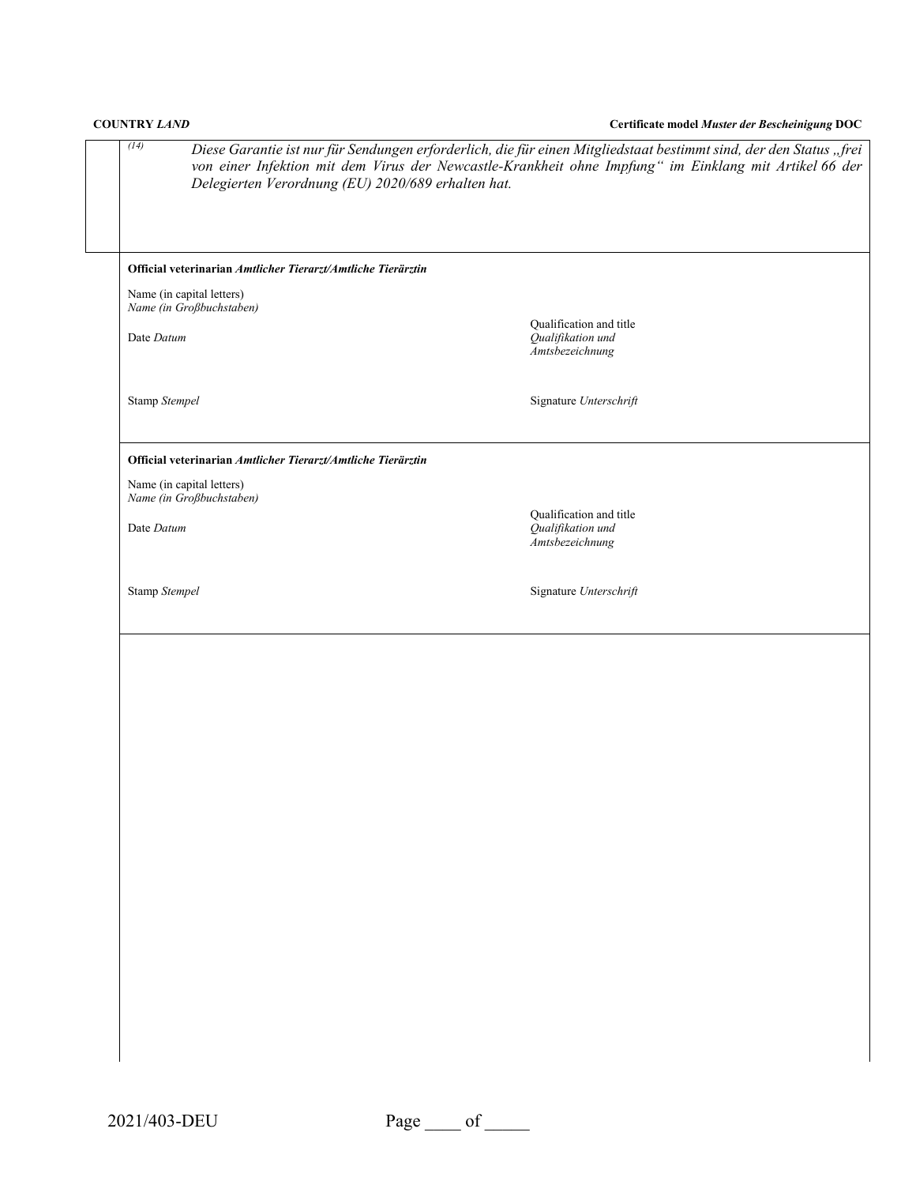(14) *Diese Garantie ist nur für Sendungen erforderlich, die für einen Mitgliedstaat bestimmt sind, der den Status „frei von einer Infektion mit dem Virus der Newcastle-Krankheit ohne Impfung“ im Einklang mit Artikel 66 der Delegierten Verordnung (EU) 2020/689 erhalten hat.*

**Official veterinarian** ***Amtlicher Tierarzt/Amtliche Tierärztin***

Name (in capital letters)
*Name (in Großbuchstaben)*

Date *Datum*

Qualification and title
*Qualifikation und Amtsbezeichnung*

Stamp *Stempel*

Signature *Unterschrift*

**Official veterinarian** ***Amtlicher Tierarzt/Amtliche Tierärztin***

Name (in capital letters)
*Name (in Großbuchstaben)*

Date *Datum*

Qualification and title
*Qualifikation und Amtsbezeichnung*

Stamp *Stempel*

Signature *Unterschrift*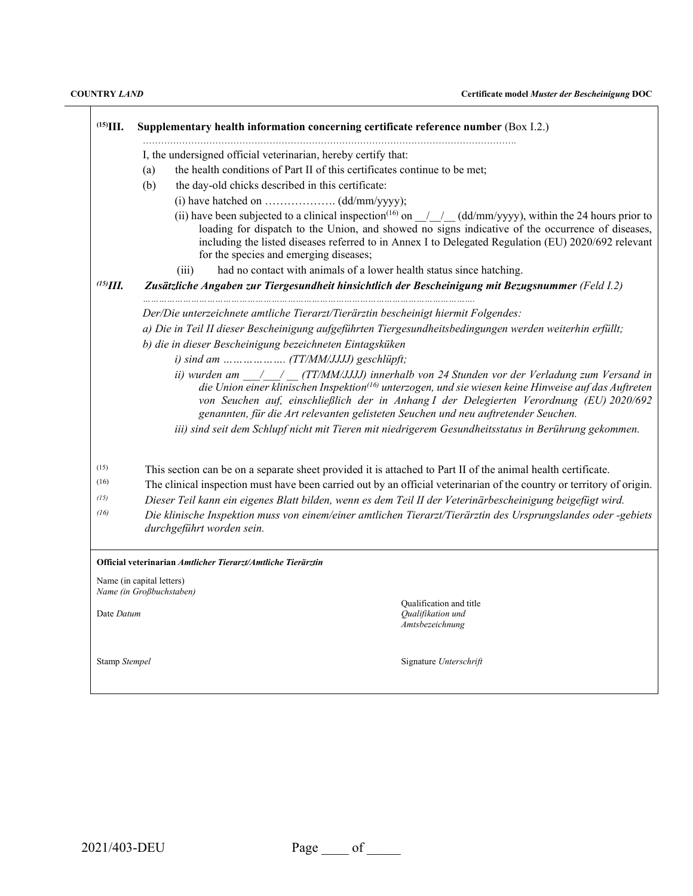**[15] III. Supplementary health information concerning certificate reference number** (Box I.2.)

……………………………………………………………………………………………………….

I, the undersigned official veterinarian, hereby certify that:

(a) the health conditions of Part II of this certificates continue to be met;

(b) the day-old chicks described in this certificate:

(i) have hatched on ………………. (dd/mm/yyyy);

(ii) have been subjected to a clinical inspection[16] on \_\_/\_\_/\_\_ (dd/mm/yyyy), within the 24 hours prior to loading for dispatch to the Union, and showed no signs indicative of the occurrence of diseases, including the listed diseases referred to in Annex I to Delegated Regulation (EU) 2020/692 relevant for the species and emerging diseases;

(iii) had no contact with animals of a lower health status since hatching.

***[15] III. Zusätzliche Angaben zur Tiergesundheit hinsichtlich der Bescheinigung mit Bezugsnummer** (Feld I.2)*

*……………………………………………………………………………………………………….*

*Der/Die unterzeichnete amtliche Tierarzt/Tierärztin bescheinigt hiermit Folgendes:*

*a) Die in Teil II dieser Bescheinigung aufgeführten Tiergesundheitsbedingungen werden weiterhin erfüllt;*

*b) die in dieser Bescheinigung bezeichneten Eintagsküken*

*i) sind am ………………. (TT/MM/JJJJ) geschlüpft;*

*ii) wurden am \_\_\_/\_\_\_/ \_\_ (TT/MM/JJJJ) innerhalb von 24 Stunden vor der Verladung zum Versand in die Union einer klinischen Inspektion[16] unterzogen, und sie wiesen keine Hinweise auf das Auftreten von Seuchen auf, einschließlich der in Anhang I der Delegierten Verordnung (EU) 2020/692 genannten, für die Art relevanten gelisteten Seuchen und neu auftretender Seuchen.*

*iii) sind seit dem Schlupf nicht mit Tieren mit niedrigerem Gesundheitsstatus in Berührung gekommen.*

(15) This section can be on a separate sheet provided it is attached to Part II of the animal health certificate.

(16) The clinical inspection must have been carried out by an official veterinarian of the country or territory of origin.

*(15) Dieser Teil kann ein eigenes Blatt bilden, wenn es dem Teil II der Veterinärbescheinigung beigefügt wird.*

*(16) Die klinische Inspektion muss von einem/einer amtlichen Tierarzt/Tierärztin des Ursprungslandes oder -gebiets durchgeführt worden sein.*

**Official veterinarian** ***Amtlicher Tierarzt/Amtliche Tierärztin***

Name (in capital letters)
*Name (in Großbuchstaben)*

Date *Datum*

Qualification and title
*Qualifikation und Amtsbezeichnung*

Stamp *Stempel*

Signature *Unterschrift*